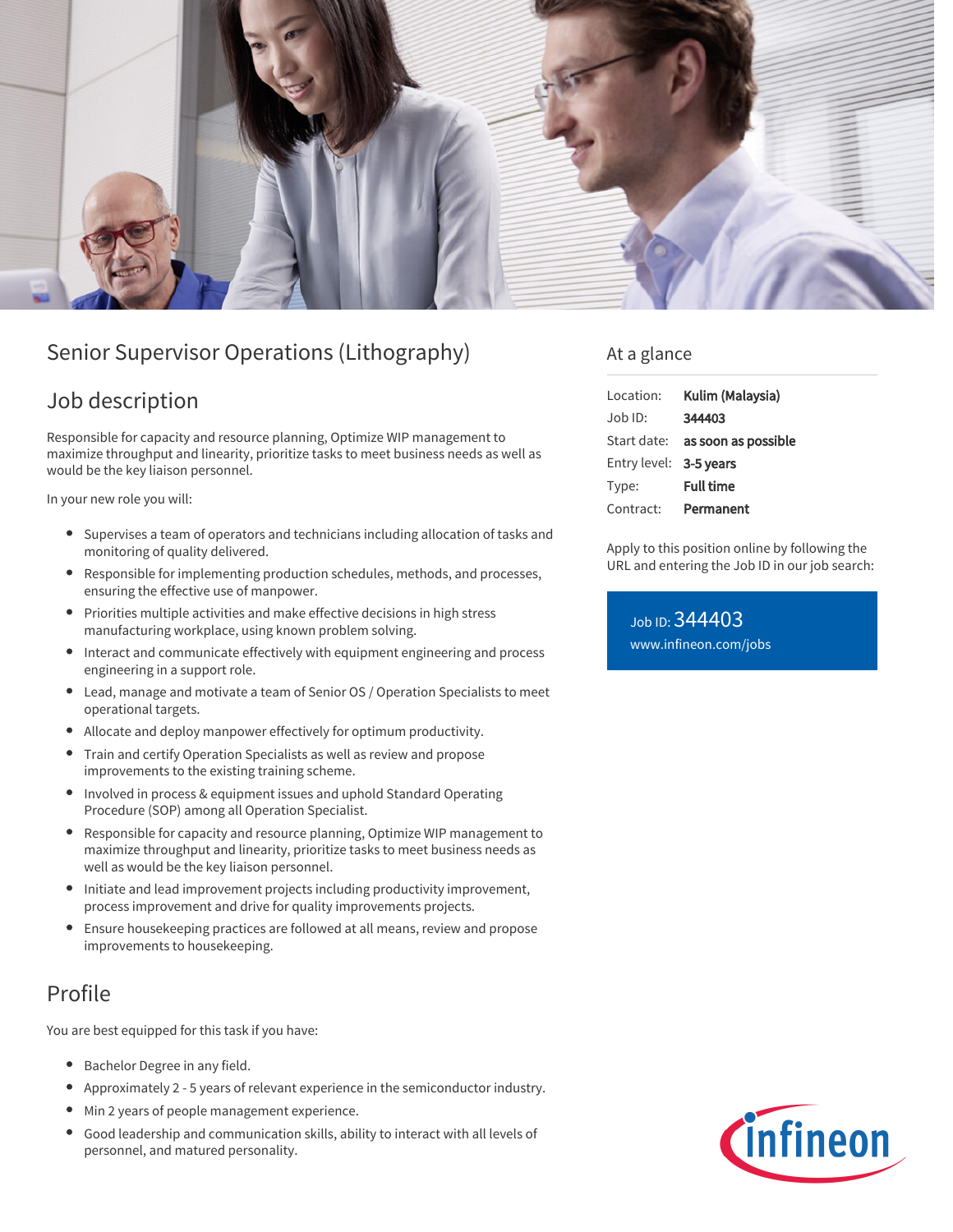# Senior Supervisor Operations (Lithography)

## Job description

Responsible for capacity and resource planning, Optimize WIP management to maximize throughput and linearity, prioritize tasks to meet business needs as well as would be the key liaison personnel.

In your new role you will:

- Supervises a team of operators and technicians including allocation of tasks and monitoring of quality delivered.
- Responsible for implementing production schedules, methods, and processes, ensuring the effective use of manpower.
- Priorities multiple activities and make effective decisions in high stress manufacturing workplace, using known problem solving.
- Interact and communicate effectively with equipment engineering and process engineering in a support role.
- Lead, manage and motivate a team of Senior OS / Operation Specialists to meet operational targets.
- Allocate and deploy manpower effectively for optimum productivity.
- Train and certify Operation Specialists as well as review and propose improvements to the existing training scheme.
- Involved in process & equipment issues and uphold Standard Operating Procedure (SOP) among all Operation Specialist.
- Responsible for capacity and resource planning, Optimize WIP management to maximize throughput and linearity, prioritize tasks to meet business needs as well as would be the key liaison personnel.
- Initiate and lead improvement projects including productivity improvement, process improvement and drive for quality improvements projects.
- Ensure housekeeping practices are followed at all means, review and propose improvements to housekeeping.

## Profile

You are best equipped for this task if you have:

- Bachelor Degree in any field.
- Approximately 2 - 5 years of relevant experience in the semiconductor industry.
- Min 2 years of people management experience.
- Good leadership and communication skills, ability to interact with all levels of personnel, and matured personality.

## At a glance

| | |
|---|---|
| Location: | **Kulim (Malaysia)** |
| Job ID: | **344403** |
| Start date: | **as soon as possible** |
| Entry level: | **3-5 years** |
| Type: | **Full time** |
| Contract: | **Permanent** |

Apply to this position online by following the URL and entering the Job ID in our job search:

Job ID: 344403
www.infineon.com/jobs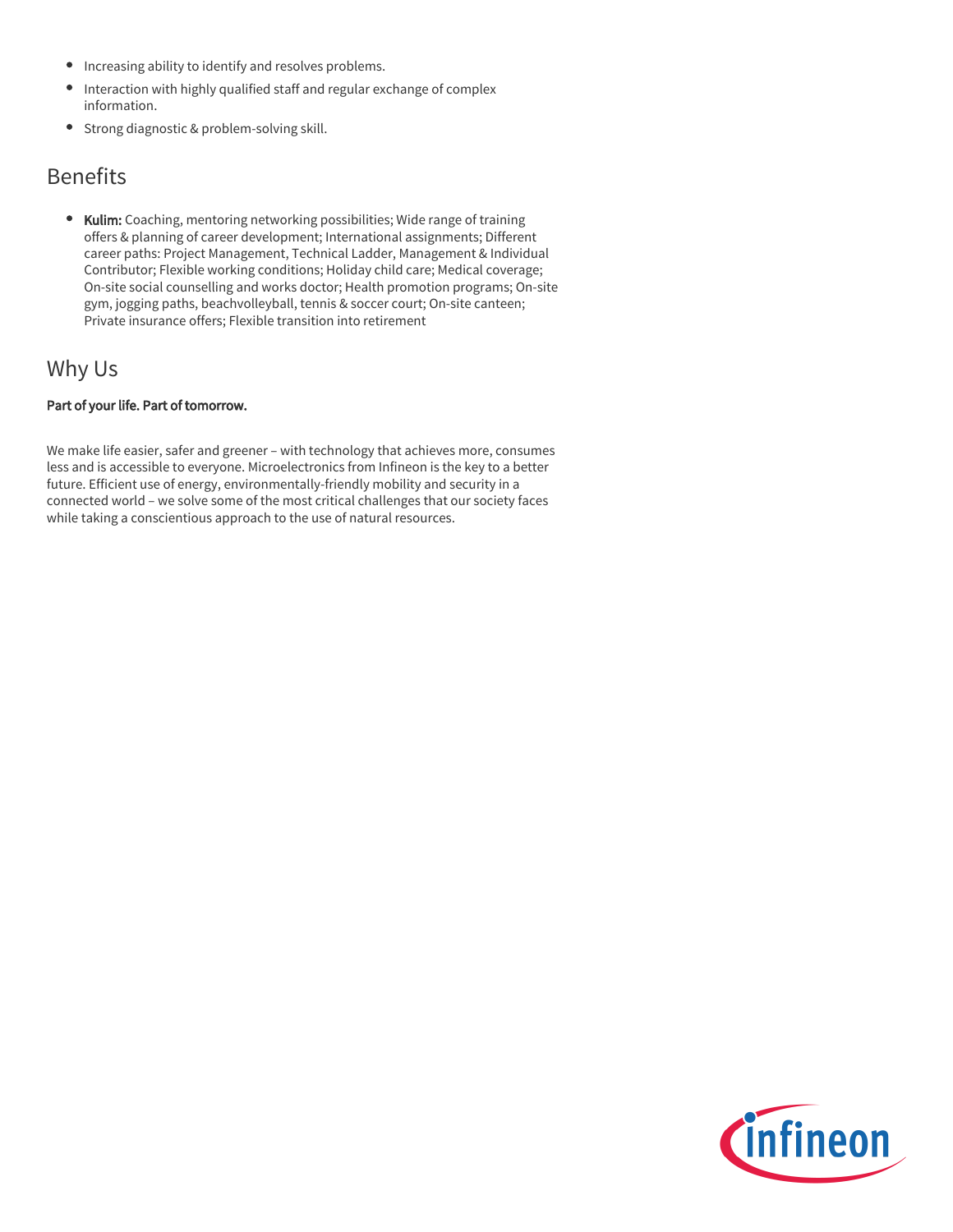- Increasing ability to identify and resolves problems.
- Interaction with highly qualified staff and regular exchange of complex information.
- Strong diagnostic & problem-solving skill.

## Benefits

- **Kulim:** Coaching, mentoring networking possibilities; Wide range of training offers & planning of career development; International assignments; Different career paths: Project Management, Technical Ladder, Management & Individual Contributor; Flexible working conditions; Holiday child care; Medical coverage; On-site social counselling and works doctor; Health promotion programs; On-site gym, jogging paths, beachvolleyball, tennis & soccer court; On-site canteen; Private insurance offers; Flexible transition into retirement

## Why Us

**Part of your life. Part of tomorrow.**

We make life easier, safer and greener – with technology that achieves more, consumes less and is accessible to everyone. Microelectronics from Infineon is the key to a better future. Efficient use of energy, environmentally-friendly mobility and security in a connected world – we solve some of the most critical challenges that our society faces while taking a conscientious approach to the use of natural resources.